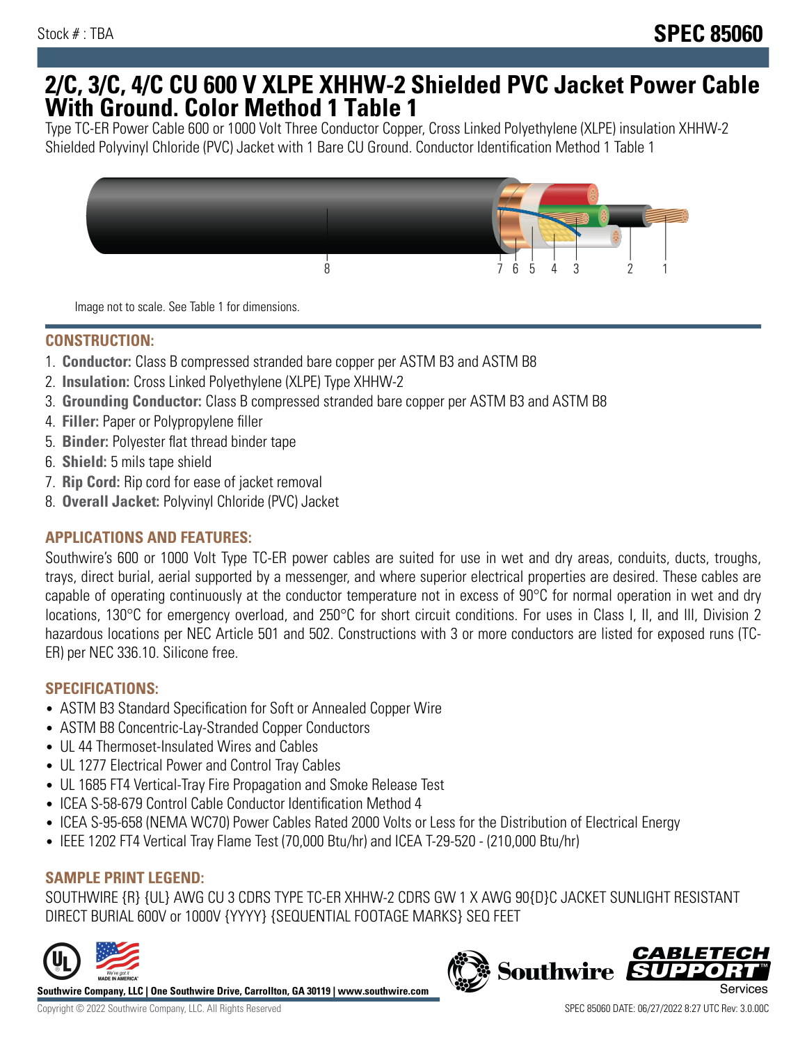Stock # : TBA

# SPEC 85060

# 2/C, 3/C, 4/C CU 600 V XLPE XHHW-2 Shielded PVC Jacket Power Cable With Ground. Color Method 1 Table 1

Type TC-ER Power Cable 600 or 1000 Volt Three Conductor Copper, Cross Linked Polyethylene (XLPE) insulation XHHW-2 Shielded Polyvinyl Chloride (PVC) Jacket with 1 Bare CU Ground. Conductor Identification Method 1 Table 1

Image not to scale. See Table 1 for dimensions.

## CONSTRUCTION:

1. **Conductor:** Class B compressed stranded bare copper per ASTM B3 and ASTM B8
2. **Insulation:** Cross Linked Polyethylene (XLPE) Type XHHW-2
3. **Grounding Conductor:** Class B compressed stranded bare copper per ASTM B3 and ASTM B8
4. **Filler:** Paper or Polypropylene filler
5. **Binder:** Polyester flat thread binder tape
6. **Shield:** 5 mils tape shield
7. **Rip Cord:** Rip cord for ease of jacket removal
8. **Overall Jacket:** Polyvinyl Chloride (PVC) Jacket

## APPLICATIONS AND FEATURES:

Southwire's 600 or 1000 Volt Type TC-ER power cables are suited for use in wet and dry areas, conduits, ducts, troughs, trays, direct burial, aerial supported by a messenger, and where superior electrical properties are desired. These cables are capable of operating continuously at the conductor temperature not in excess of 90°C for normal operation in wet and dry locations, 130°C for emergency overload, and 250°C for short circuit conditions. For uses in Class I, II, and III, Division 2 hazardous locations per NEC Article 501 and 502. Constructions with 3 or more conductors are listed for exposed runs (TC-ER) per NEC 336.10. Silicone free.

## SPECIFICATIONS:

- ASTM B3 Standard Specification for Soft or Annealed Copper Wire
- ASTM B8 Concentric-Lay-Stranded Copper Conductors
- UL 44 Thermoset-Insulated Wires and Cables
- UL 1277 Electrical Power and Control Tray Cables
- UL 1685 FT4 Vertical-Tray Fire Propagation and Smoke Release Test
- ICEA S-58-679 Control Cable Conductor Identification Method 4
- ICEA S-95-658 (NEMA WC70) Power Cables Rated 2000 Volts or Less for the Distribution of Electrical Energy
- IEEE 1202 FT4 Vertical Tray Flame Test (70,000 Btu/hr) and ICEA T-29-520 - (210,000 Btu/hr)

## SAMPLE PRINT LEGEND:

SOUTHWIRE {R} {UL} AWG CU 3 CDRS TYPE TC-ER XHHW-2 CDRS GW 1 X AWG 90{D}C JACKET SUNLIGHT RESISTANT DIRECT BURIAL 600V or 1000V {YYYY} {SEQUENTIAL FOOTAGE MARKS} SEQ FEET

**Southwire Company, LLC | One Southwire Drive, Carrollton, GA 30119 | www.southwire.com**

Copyright © 2022 Southwire Company, LLC. All Rights Reserved

SPEC 85060 DATE: 06/27/2022 8:27 UTC Rev: 3.0.00C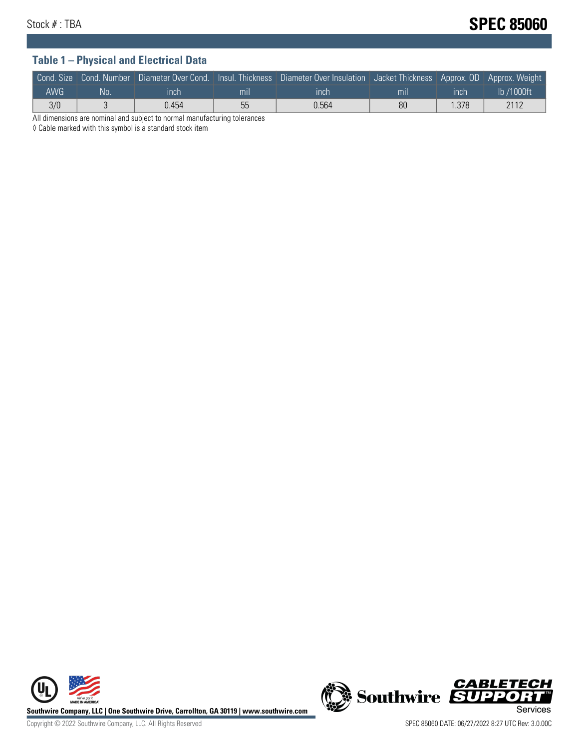### Table 1 – Physical and Electrical Data

| Cond. Size | Cond. Number | Diameter Over Cond. | Insul. Thickness | Diameter Over Insulation | Jacket Thickness | Approx. OD | Approx. Weight |
|---|---|---|---|---|---|---|---|
| AWG | No. | inch | mil | inch | mil | inch | lb /1000ft |
| 3/0 | 3 | 0.454 | 55 | 0.564 | 80 | 1.378 | 2112 |

All dimensions are nominal and subject to normal manufacturing tolerances

◊ Cable marked with this symbol is a standard stock item